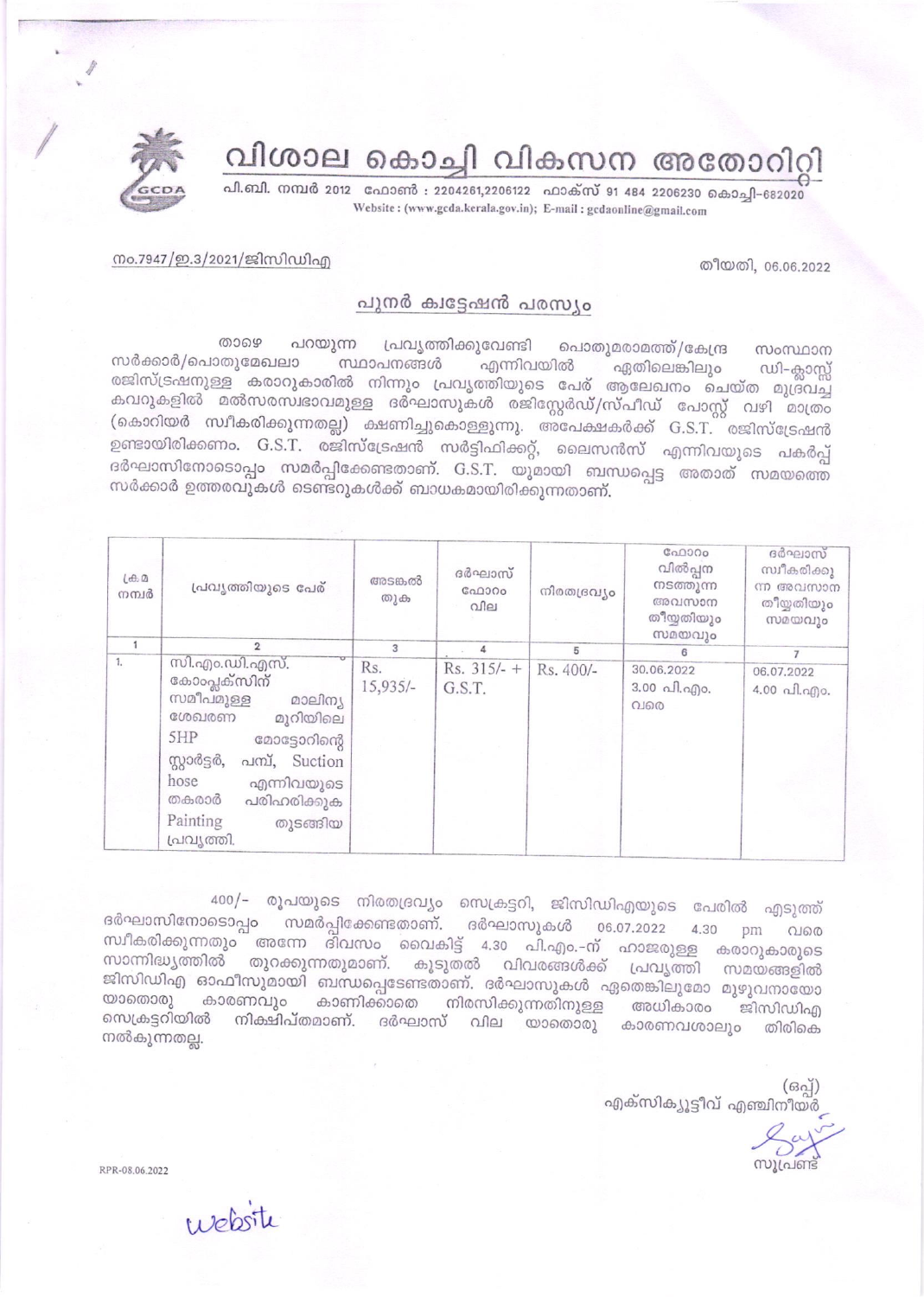# വിശാല കൊച്ചി വികസന അതോറിറ്റി

പി.ബി. നമ്പർ 2012 ഫോൺ : 2204261,2206122 ഫാക്സ് 91 484 2206230 കൊച്ചി-682020

Website : (www.gcda.kerala.gov.in); E-mail : gcdaonline@gmail.com

നം.7947/ഇ.3/2021/ജിസിഡിഎ

തീയതി, 06.06.2022

## പുനർ ക്വട്ടേഷൻ പരസ്യം

താഴെ പറയുന്ന പ്രവൃത്തിക്കുവേണ്ടി പൊതുമരാമത്ത്/കേന്ദ്ര സംസ്ഥാന സർക്കാർ/പൊതുമേഖലാ സ്ഥാപനങ്ങൾ എന്നിവയിൽ ഏതിലെങ്കിലും ഡി-ക്ലാസ്സ് രജിസ്ട്രേഷനുള്ള കരാറുകാരിൽ നിന്നും പ്രവൃത്തിയുടെ പേര് ആലേഖനം ചെയ്ത മുദ്രവച്ച കവറുകളിൽ മത്സരസ്വഭാവമുള്ള ദർഘാസുകൾ രജിസ്റ്റേർഡ്/സ്പീഡ് പോസ്റ്റ് വഴി മാത്രം (കൊറിയർ സ്വീകരിക്കുന്നതല്ല) ക്ഷണിച്ചുകൊള്ളുന്നു. അപേക്ഷകർക്ക് G.S.T. രജിസ്ട്രേഷൻ ഉണ്ടായിരിക്കണം. G.S.T. രജിസ്ട്രേഷൻ സർട്ടിഫിക്കറ്റ്, ലൈസൻസ് എന്നിവയുടെ പകർപ്പ് ദർഘാസിനോടൊപ്പം സമർപ്പിക്കേണ്ടതാണ്. G.S.T. യുമായി ബന്ധപ്പെട്ട അതാത് സമയത്തെ സർക്കാർ ഉത്തരവുകൾ ടെണ്ടറുകൾക്ക് ബാധകമായിരിക്കുന്നതാണ്.

| ക്രമ നമ്പർ | പ്രവൃത്തിയുടെ പേര് | അടങ്കൽ തുക | ദർഘാസ് ഫോറം വില | നിരതദ്രവ്യം | ഫോറം വിൽപ്പന നടത്തുന്ന അവസാന തീയ്യതിയും സമയവും | ദർഘാസ് സ്വീകരിക്കുന്ന അവസാന തീയ്യതിയും സമയവും |
|---|---|---|---|---|---|---|
| 1 | 2 | 3 | 4 | 5 | 6 | 7 |
| 1. | സി.എം.ഡി.എസ്. കോംപ്ലക്സിന് സമീപമുള്ള മാലിന്യ ശേഖരണ മുറിയിലെ 5HP മോട്ടോറിന്റെ സ്റ്റാർട്ടർ, പമ്പ്, Suction hose എന്നിവയുടെ തകരാർ പരിഹരിക്കുക Painting തുടങ്ങിയ പ്രവൃത്തി. | Rs. 15,935/- | Rs. 315/- + G.S.T. | Rs. 400/- | 30.06.2022 3.00 പി.എം. വരെ | 06.07.2022 4.00 പി.എം. |

400/- രൂപയുടെ നിരതദ്രവ്യം സെക്രട്ടറി, ജിസിഡിഎയുടെ പേരിൽ എടുത്ത് ദർഘാസിനോടൊപ്പം സമർപ്പിക്കേണ്ടതാണ്. ദർഘാസുകൾ 06.07.2022 4.30 pm വരെ സ്വീകരിക്കുന്നതും അന്നേ ദിവസം വൈകിട്ട് 4.30 പി.എം.-ന് ഹാജരുള്ള കരാറുകാരുടെ സാന്നിദ്ധ്യത്തിൽ തുറക്കുന്നതുമാണ്. കൂടുതൽ വിവരങ്ങൾക്ക് പ്രവൃത്തി സമയങ്ങളിൽ ജിസിഡിഎ ഓഫീസുമായി ബന്ധപ്പെടേണ്ടതാണ്. ദർഘാസുകൾ ഏതെങ്കിലുമോ മുഴുവനായോ യാതൊരു കാരണവും കാണിക്കാതെ നിരസിക്കുന്നതിനുള്ള അധികാരം ജിസിഡിഎ സെക്രട്ടറിയിൽ നിക്ഷിപ്തമാണ്. ദർഘാസ് വില യാതൊരു കാരണവശാലും തിരികെ നൽകുന്നതല്ല.

(ഒപ്പ്)
എക്സിക്യൂട്ടീവ് എഞ്ചിനീയർ

സൂപ്രണ്ട്

RPR-08.06.2022

website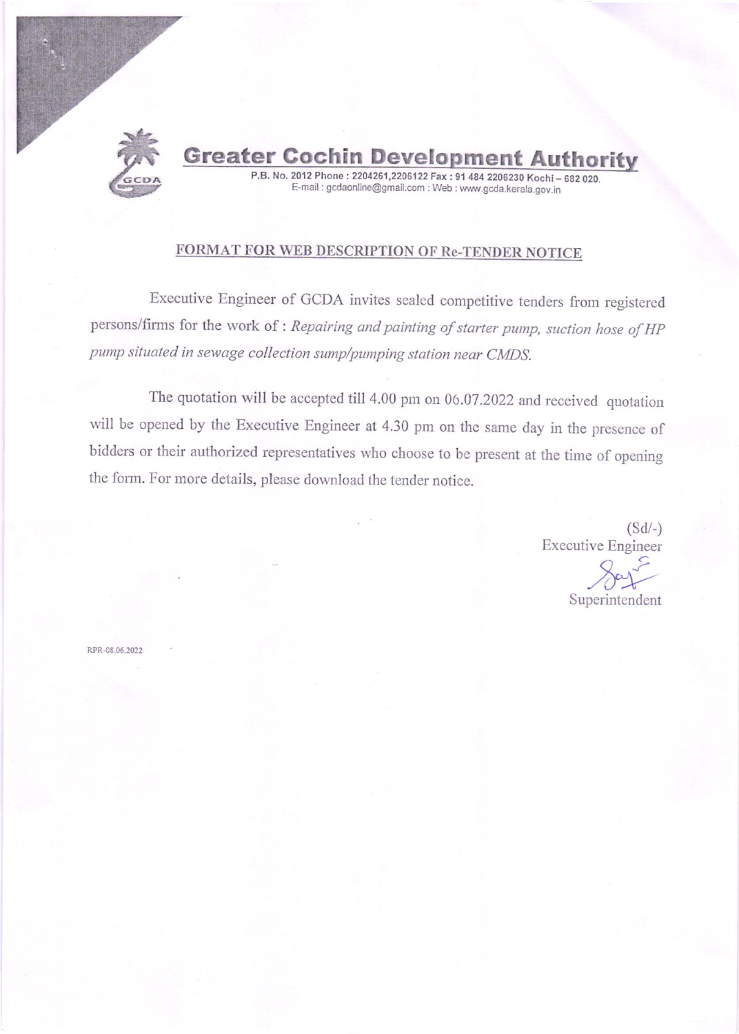# Greater Cochin Development Authority

P.B. No. 2012 Phone : 2204261,2206122 Fax : 91 484 2206230 Kochi – 682 020.
E-mail : gcdaonline@gmail.com : Web : www.gcda.kerala.gov.in

## FORMAT FOR WEB DESCRIPTION OF Re-TENDER NOTICE

Executive Engineer of GCDA invites sealed competitive tenders from registered persons/firms for the work of : *Repairing and painting of starter pump, suction hose of HP pump situated in sewage collection sump/pumping station near CMDS.*

The quotation will be accepted till 4.00 pm on 06.07.2022 and received quotation will be opened by the Executive Engineer at 4.30 pm on the same day in the presence of bidders or their authorized representatives who choose to be present at the time of opening the form. For more details, please download the tender notice.

(Sd/-)
Executive Engineer

Superintendent

RPR-08.06.2022